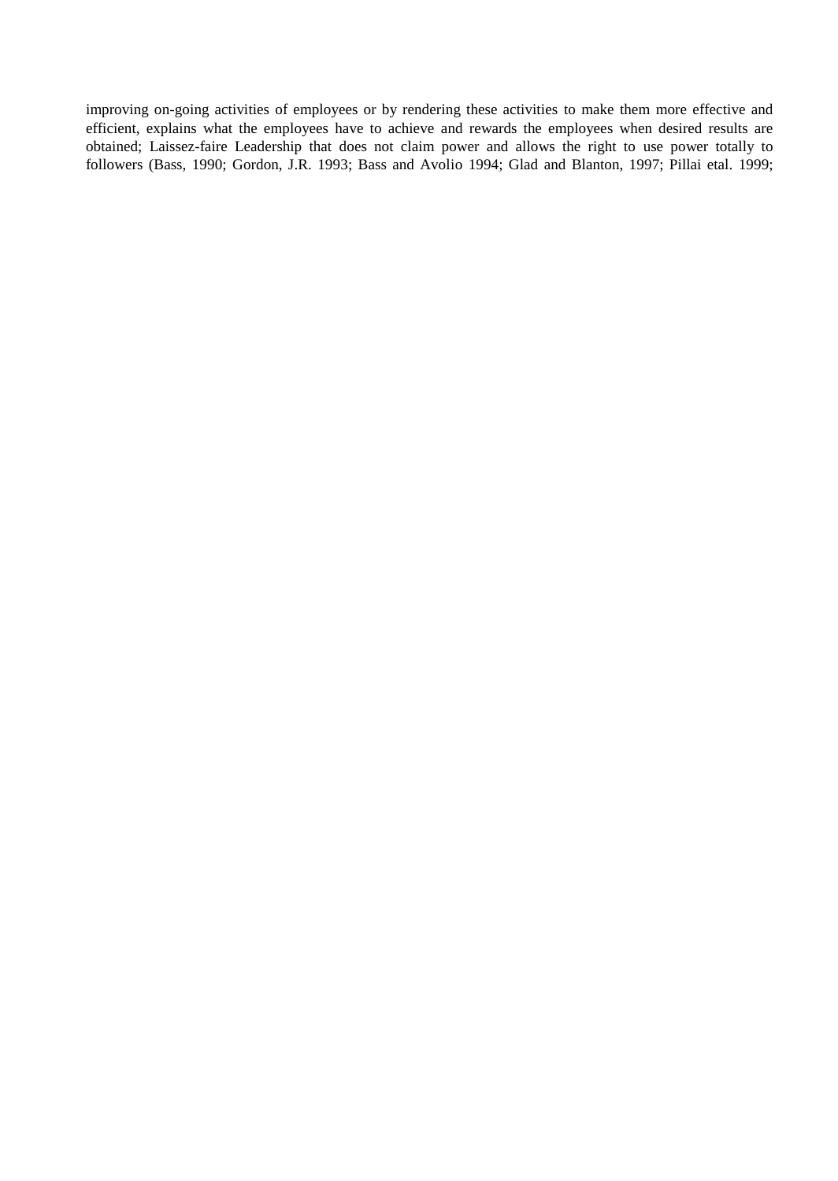improving on-going activities of employees or by rendering these activities to make them more effective and efficient, explains what the employees have to achieve and rewards the employees when desired results are obtained; Laissez-faire Leadership that does not claim power and allows the right to use power totally to followers (Bass, 1990; Gordon, J.R. 1993; Bass and Avolio 1994; Glad and Blanton, 1997; Pillai etal. 1999;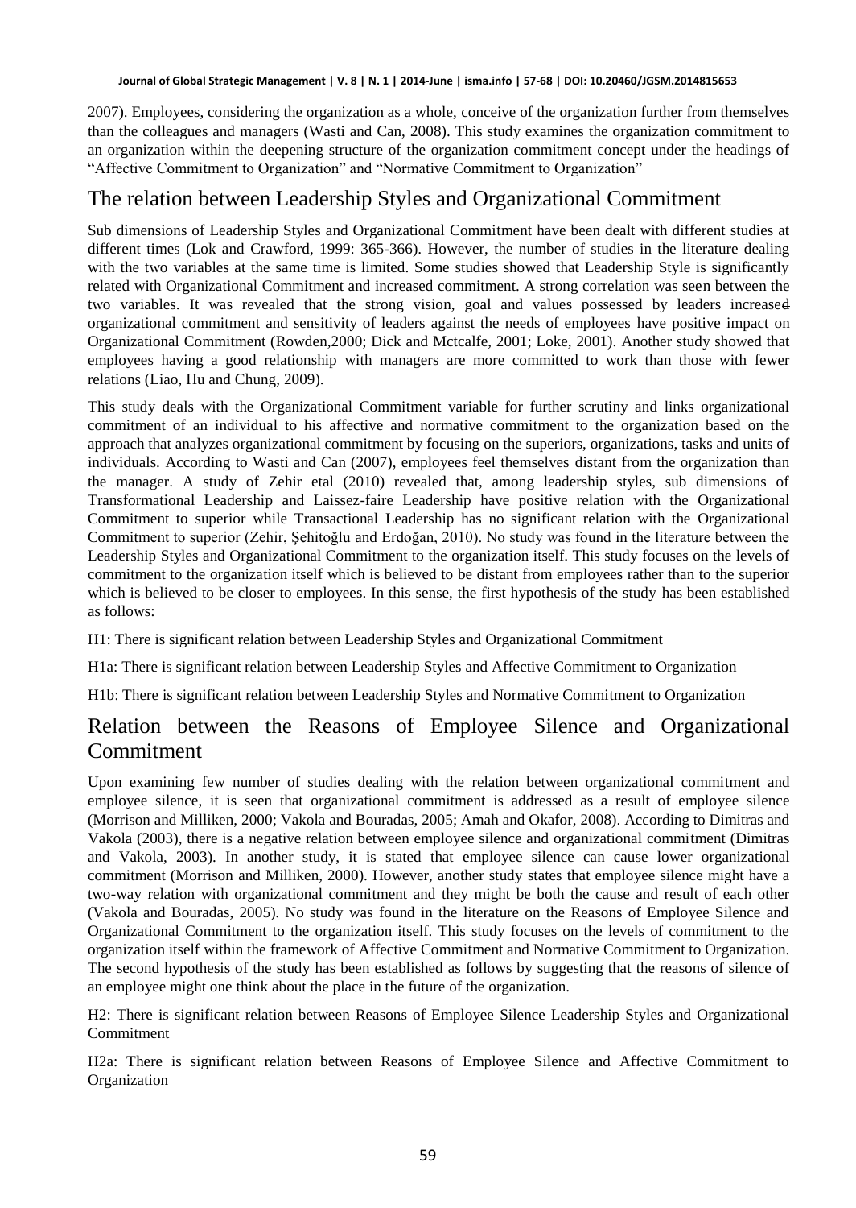2007). Employees, considering the organization as a whole, conceive of the organization further from themselves than the colleagues and managers (Wasti and Can, 2008). This study examines the organization commitment to an organization within the deepening structure of the organization commitment concept under the headings of "Affective Commitment to Organization" and "Normative Commitment to Organization"

## The relation between Leadership Styles and Organizational Commitment

Sub dimensions of Leadership Styles and Organizational Commitment have been dealt with different studies at different times (Lok and Crawford, 1999: 365-366). However, the number of studies in the literature dealing with the two variables at the same time is limited. Some studies showed that Leadership Style is significantly related with Organizational Commitment and increased commitment. A strong correlation was seen between the two variables. It was revealed that the strong vision, goal and values possessed by leaders increased organizational commitment and sensitivity of leaders against the needs of employees have positive impact on Organizational Commitment (Rowden,2000; Dick and Mctcalfe, 2001; Loke, 2001). Another study showed that employees having a good relationship with managers are more committed to work than those with fewer relations (Liao, Hu and Chung, 2009).

This study deals with the Organizational Commitment variable for further scrutiny and links organizational commitment of an individual to his affective and normative commitment to the organization based on the approach that analyzes organizational commitment by focusing on the superiors, organizations, tasks and units of individuals. According to Wasti and Can (2007), employees feel themselves distant from the organization than the manager. A study of Zehir etal (2010) revealed that, among leadership styles, sub dimensions of Transformational Leadership and Laissez-faire Leadership have positive relation with the Organizational Commitment to superior while Transactional Leadership has no significant relation with the Organizational Commitment to superior (Zehir, Şehitoğlu and Erdoğan, 2010). No study was found in the literature between the Leadership Styles and Organizational Commitment to the organization itself. This study focuses on the levels of commitment to the organization itself which is believed to be distant from employees rather than to the superior which is believed to be closer to employees. In this sense, the first hypothesis of the study has been established as follows:

H1: There is significant relation between Leadership Styles and Organizational Commitment

H1a: There is significant relation between Leadership Styles and Affective Commitment to Organization

H1b: There is significant relation between Leadership Styles and Normative Commitment to Organization

## Relation between the Reasons of Employee Silence and Organizational Commitment

Upon examining few number of studies dealing with the relation between organizational commitment and employee silence, it is seen that organizational commitment is addressed as a result of employee silence (Morrison and Milliken, 2000; Vakola and Bouradas, 2005; Amah and Okafor, 2008). According to Dimitras and Vakola (2003), there is a negative relation between employee silence and organizational commitment (Dimitras and Vakola, 2003). In another study, it is stated that employee silence can cause lower organizational commitment (Morrison and Milliken, 2000). However, another study states that employee silence might have a two-way relation with organizational commitment and they might be both the cause and result of each other (Vakola and Bouradas, 2005). No study was found in the literature on the Reasons of Employee Silence and Organizational Commitment to the organization itself. This study focuses on the levels of commitment to the organization itself within the framework of Affective Commitment and Normative Commitment to Organization. The second hypothesis of the study has been established as follows by suggesting that the reasons of silence of an employee might one think about the place in the future of the organization.

H2: There is significant relation between Reasons of Employee Silence Leadership Styles and Organizational Commitment

H2a: There is significant relation between Reasons of Employee Silence and Affective Commitment to Organization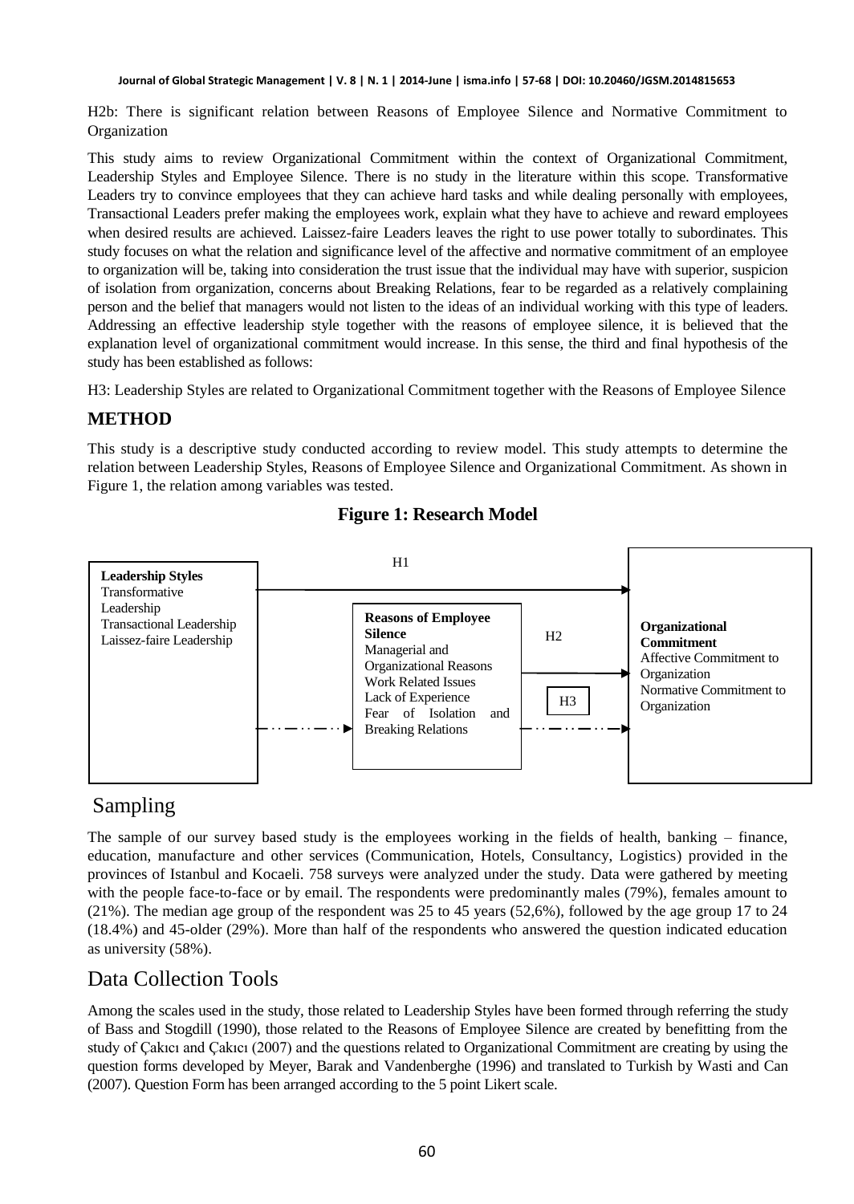H2b: There is significant relation between Reasons of Employee Silence and Normative Commitment to Organization

This study aims to review Organizational Commitment within the context of Organizational Commitment, Leadership Styles and Employee Silence. There is no study in the literature within this scope. Transformative Leaders try to convince employees that they can achieve hard tasks and while dealing personally with employees, Transactional Leaders prefer making the employees work, explain what they have to achieve and reward employees when desired results are achieved. Laissez-faire Leaders leaves the right to use power totally to subordinates. This study focuses on what the relation and significance level of the affective and normative commitment of an employee to organization will be, taking into consideration the trust issue that the individual may have with superior, suspicion of isolation from organization, concerns about Breaking Relations, fear to be regarded as a relatively complaining person and the belief that managers would not listen to the ideas of an individual working with this type of leaders. Addressing an effective leadership style together with the reasons of employee silence, it is believed that the explanation level of organizational commitment would increase. In this sense, the third and final hypothesis of the study has been established as follows:

H3: Leadership Styles are related to Organizational Commitment together with the Reasons of Employee Silence

## METHOD

This study is a descriptive study conducted according to review model. This study attempts to determine the relation between Leadership Styles, Reasons of Employee Silence and Organizational Commitment. As shown in Figure 1, the relation among variables was tested.

**Figure 1: Research Model**

**Leadership Styles**
Transformative Leadership
Transactional Leadership
Laissez-faire Leadership

H1

**Reasons of Employee Silence**
Managerial and Organizational Reasons
Work Related Issues
Lack of Experience
Fear of Isolation and Breaking Relations

H2

H3

**Organizational Commitment**
Affective Commitment to Organization
Normative Commitment to Organization

## Sampling

The sample of our survey based study is the employees working in the fields of health, banking – finance, education, manufacture and other services (Communication, Hotels, Consultancy, Logistics) provided in the provinces of Istanbul and Kocaeli. 758 surveys were analyzed under the study. Data were gathered by meeting with the people face-to-face or by email. The respondents were predominantly males (79%), females amount to (21%). The median age group of the respondent was 25 to 45 years (52,6%), followed by the age group 17 to 24 (18.4%) and 45-older (29%). More than half of the respondents who answered the question indicated education as university (58%).

## Data Collection Tools

Among the scales used in the study, those related to Leadership Styles have been formed through referring the study of Bass and Stogdill (1990), those related to the Reasons of Employee Silence are created by benefitting from the study of Çakıcı and Çakıcı (2007) and the questions related to Organizational Commitment are creating by using the question forms developed by Meyer, Barak and Vandenberghe (1996) and translated to Turkish by Wasti and Can (2007). Question Form has been arranged according to the 5 point Likert scale.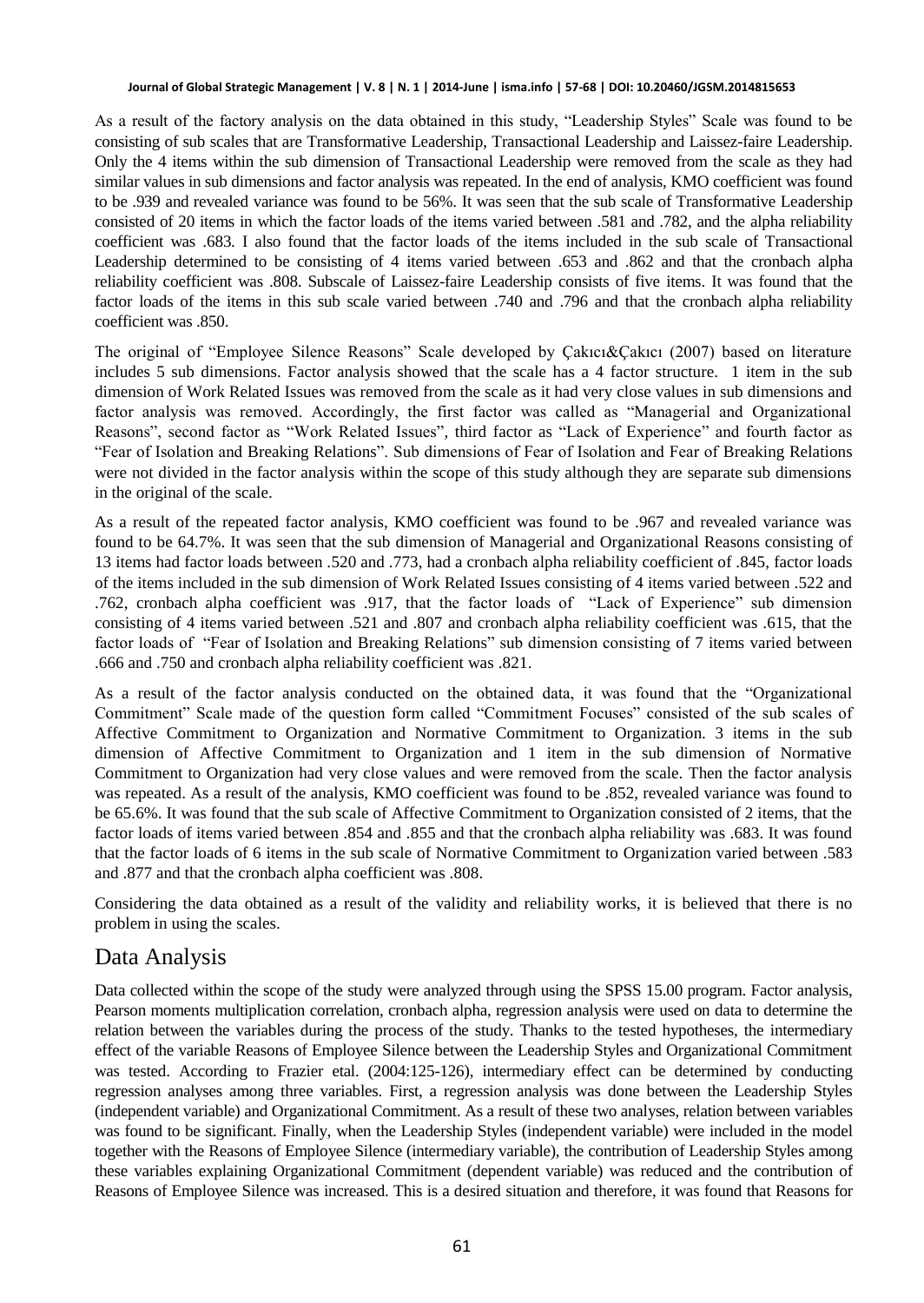As a result of the factory analysis on the data obtained in this study, "Leadership Styles" Scale was found to be consisting of sub scales that are Transformative Leadership, Transactional Leadership and Laissez-faire Leadership. Only the 4 items within the sub dimension of Transactional Leadership were removed from the scale as they had similar values in sub dimensions and factor analysis was repeated. In the end of analysis, KMO coefficient was found to be .939 and revealed variance was found to be 56%. It was seen that the sub scale of Transformative Leadership consisted of 20 items in which the factor loads of the items varied between .581 and .782, and the alpha reliability coefficient was .683. I also found that the factor loads of the items included in the sub scale of Transactional Leadership determined to be consisting of 4 items varied between .653 and .862 and that the cronbach alpha reliability coefficient was .808. Subscale of Laissez-faire Leadership consists of five items. It was found that the factor loads of the items in this sub scale varied between .740 and .796 and that the cronbach alpha reliability coefficient was .850.

The original of "Employee Silence Reasons" Scale developed by Çakıcı&Çakıcı (2007) based on literature includes 5 sub dimensions. Factor analysis showed that the scale has a 4 factor structure. 1 item in the sub dimension of Work Related Issues was removed from the scale as it had very close values in sub dimensions and factor analysis was removed. Accordingly, the first factor was called as "Managerial and Organizational Reasons", second factor as "Work Related Issues", third factor as "Lack of Experience" and fourth factor as "Fear of Isolation and Breaking Relations". Sub dimensions of Fear of Isolation and Fear of Breaking Relations were not divided in the factor analysis within the scope of this study although they are separate sub dimensions in the original of the scale.

As a result of the repeated factor analysis, KMO coefficient was found to be .967 and revealed variance was found to be 64.7%. It was seen that the sub dimension of Managerial and Organizational Reasons consisting of 13 items had factor loads between .520 and .773, had a cronbach alpha reliability coefficient of .845, factor loads of the items included in the sub dimension of Work Related Issues consisting of 4 items varied between .522 and .762, cronbach alpha coefficient was .917, that the factor loads of "Lack of Experience" sub dimension consisting of 4 items varied between .521 and .807 and cronbach alpha reliability coefficient was .615, that the factor loads of "Fear of Isolation and Breaking Relations" sub dimension consisting of 7 items varied between .666 and .750 and cronbach alpha reliability coefficient was .821.

As a result of the factor analysis conducted on the obtained data, it was found that the "Organizational Commitment" Scale made of the question form called "Commitment Focuses" consisted of the sub scales of Affective Commitment to Organization and Normative Commitment to Organization. 3 items in the sub dimension of Affective Commitment to Organization and 1 item in the sub dimension of Normative Commitment to Organization had very close values and were removed from the scale. Then the factor analysis was repeated. As a result of the analysis, KMO coefficient was found to be .852, revealed variance was found to be 65.6%. It was found that the sub scale of Affective Commitment to Organization consisted of 2 items, that the factor loads of items varied between .854 and .855 and that the cronbach alpha reliability was .683. It was found that the factor loads of 6 items in the sub scale of Normative Commitment to Organization varied between .583 and .877 and that the cronbach alpha coefficient was .808.

Considering the data obtained as a result of the validity and reliability works, it is believed that there is no problem in using the scales.

## Data Analysis

Data collected within the scope of the study were analyzed through using the SPSS 15.00 program. Factor analysis, Pearson moments multiplication correlation, cronbach alpha, regression analysis were used on data to determine the relation between the variables during the process of the study. Thanks to the tested hypotheses, the intermediary effect of the variable Reasons of Employee Silence between the Leadership Styles and Organizational Commitment was tested. According to Frazier etal. (2004:125-126), intermediary effect can be determined by conducting regression analyses among three variables. First, a regression analysis was done between the Leadership Styles (independent variable) and Organizational Commitment. As a result of these two analyses, relation between variables was found to be significant. Finally, when the Leadership Styles (independent variable) were included in the model together with the Reasons of Employee Silence (intermediary variable), the contribution of Leadership Styles among these variables explaining Organizational Commitment (dependent variable) was reduced and the contribution of Reasons of Employee Silence was increased. This is a desired situation and therefore, it was found that Reasons for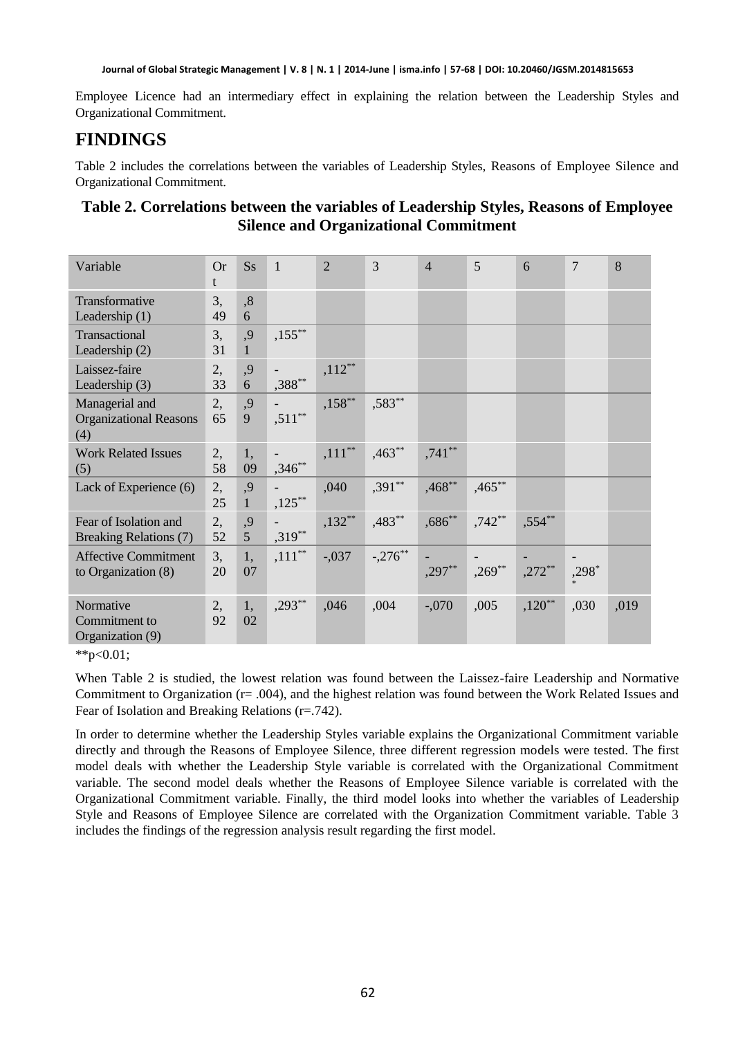Employee Licence had an intermediary effect in explaining the relation between the Leadership Styles and Organizational Commitment.

# FINDINGS

Table 2 includes the correlations between the variables of Leadership Styles, Reasons of Employee Silence and Organizational Commitment.

### Table 2. Correlations between the variables of Leadership Styles, Reasons of Employee Silence and Organizational Commitment

| Variable | Ort | Ss | 1 | 2 | 3 | 4 | 5 | 6 | 7 | 8 |
|---|---|---|---|---|---|---|---|---|---|---|
| Transformative Leadership (1) | 3,49 | ,86 | | | | | | | | |
| Transactional Leadership (2) | 3,31 | ,91 | ,155** | | | | | | | |
| Laissez-faire Leadership (3) | 2,33 | ,96 | -,388** | ,112** | | | | | | |
| Managerial and Organizational Reasons (4) | 2,65 | ,99 | -,511** | ,158** | ,583** | | | | | |
| Work Related Issues (5) | 2,58 | 1,09 | -,346** | ,111** | ,463** | ,741** | | | | |
| Lack of Experience (6) | 2,25 | ,91 | -,125** | ,040 | ,391** | ,468** | ,465** | | | |
| Fear of Isolation and Breaking Relations (7) | 2,52 | ,95 | -,319** | ,132** | ,483** | ,686** | ,742** | ,554** | | |
| Affective Commitment to Organization (8) | 3,20 | 1,07 | ,111** | -,037 | -,276** | -,297** | -,269** | -,272** | -,298** | |
| Normative Commitment to Organization (9) | 2,92 | 1,02 | ,293** | ,046 | ,004 | -,070 | ,005 | ,120** | ,030 | ,019 |

**p<0.01;

When Table 2 is studied, the lowest relation was found between the Laissez-faire Leadership and Normative Commitment to Organization (r= .004), and the highest relation was found between the Work Related Issues and Fear of Isolation and Breaking Relations (r=.742).

In order to determine whether the Leadership Styles variable explains the Organizational Commitment variable directly and through the Reasons of Employee Silence, three different regression models were tested. The first model deals with whether the Leadership Style variable is correlated with the Organizational Commitment variable. The second model deals whether the Reasons of Employee Silence variable is correlated with the Organizational Commitment variable. Finally, the third model looks into whether the variables of Leadership Style and Reasons of Employee Silence are correlated with the Organization Commitment variable. Table 3 includes the findings of the regression analysis result regarding the first model.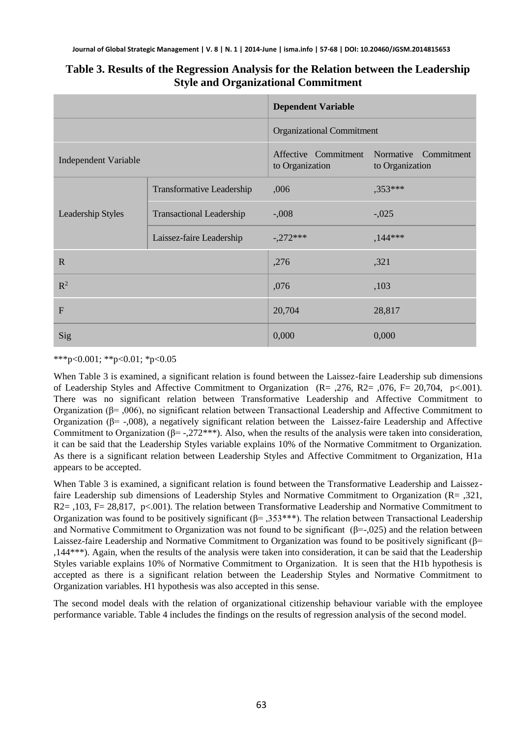**Table 3. Results of the Regression Analysis for the Relation between the Leadership Style and Organizational Commitment**

| | | Dependent Variable | |
|---|---|---|---|
| | | Organizational Commitment | |
| Independent Variable | | Affective Commitment to Organization | Normative Commitment to Organization |
| Leadership Styles | Transformative Leadership | ,006 | ,353*** |
| | Transactional Leadership | -,008 | -,025 |
| | Laissez-faire Leadership | -,272*** | ,144*** |
| R | | ,276 | ,321 |
| $R^2$ | | ,076 | ,103 |
| F | | 20,704 | 28,817 |
| Sig | | 0,000 | 0,000 |

***p<0.001; **p<0.01; *p<0.05

When Table 3 is examined, a significant relation is found between the Laissez-faire Leadership sub dimensions of Leadership Styles and Affective Commitment to Organization (R= ,276, R2= ,076, F= 20,704, p<.001). There was no significant relation between Transformative Leadership and Affective Commitment to Organization (β= ,006), no significant relation between Transactional Leadership and Affective Commitment to Organization (β= -,008), a negatively significant relation between the Laissez-faire Leadership and Affective Commitment to Organization (β= -,272***). Also, when the results of the analysis were taken into consideration, it can be said that the Leadership Styles variable explains 10% of the Normative Commitment to Organization. As there is a significant relation between Leadership Styles and Affective Commitment to Organization, H1a appears to be accepted.

When Table 3 is examined, a significant relation is found between the Transformative Leadership and Laissez-faire Leadership sub dimensions of Leadership Styles and Normative Commitment to Organization (R= ,321, R2= ,103, F= 28,817, p<.001). The relation between Transformative Leadership and Normative Commitment to Organization was found to be positively significant (β= ,353***). The relation between Transactional Leadership and Normative Commitment to Organization was not found to be significant (β=-,025) and the relation between Laissez-faire Leadership and Normative Commitment to Organization was found to be positively significant (β= ,144***). Again, when the results of the analysis were taken into consideration, it can be said that the Leadership Styles variable explains 10% of Normative Commitment to Organization. It is seen that the H1b hypothesis is accepted as there is a significant relation between the Leadership Styles and Normative Commitment to Organization variables. H1 hypothesis was also accepted in this sense.

The second model deals with the relation of organizational citizenship behaviour variable with the employee performance variable. Table 4 includes the findings on the results of regression analysis of the second model.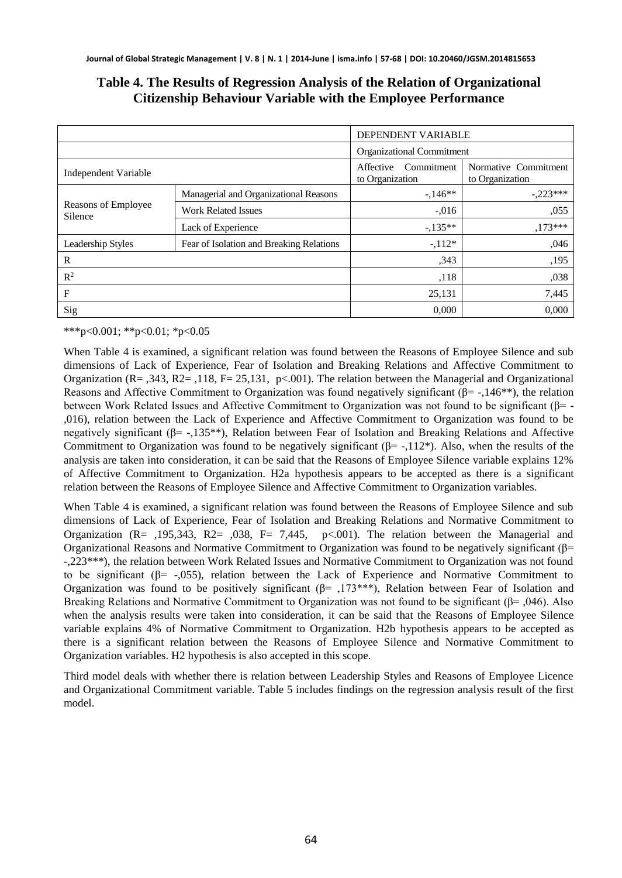## Table 4. The Results of Regression Analysis of the Relation of Organizational Citizenship Behaviour Variable with the Employee Performance

| | | DEPENDENT VARIABLE | |
|---|---|---|---|
| | | Organizational Commitment | |
| Independent Variable | | Affective Commitment to Organization | Normative Commitment to Organization |
| Reasons of Employee Silence | Managerial and Organizational Reasons | -,146** | -,223*** |
| | Work Related Issues | -,016 | ,055 |
| | Lack of Experience | -,135** | ,173*** |
| Leadership Styles | Fear of Isolation and Breaking Relations | -,112* | ,046 |
| R | | ,343 | ,195 |
| $R^2$ | | ,118 | ,038 |
| F | | 25,131 | 7,445 |
| Sig | | 0,000 | 0,000 |

***p<0.001; **p<0.01; *p<0.05

When Table 4 is examined, a significant relation was found between the Reasons of Employee Silence and sub dimensions of Lack of Experience, Fear of Isolation and Breaking Relations and Affective Commitment to Organization (R= ,343, R2= ,118, F= 25,131, p<.001). The relation between the Managerial and Organizational Reasons and Affective Commitment to Organization was found negatively significant (β= -,146**), the relation between Work Related Issues and Affective Commitment to Organization was not found to be significant (β= -,016), relation between the Lack of Experience and Affective Commitment to Organization was found to be negatively significant (β= -,135**), Relation between Fear of Isolation and Breaking Relations and Affective Commitment to Organization was found to be negatively significant (β= -,112*). Also, when the results of the analysis are taken into consideration, it can be said that the Reasons of Employee Silence variable explains 12% of Affective Commitment to Organization. H2a hypothesis appears to be accepted as there is a significant relation between the Reasons of Employee Silence and Affective Commitment to Organization variables.

When Table 4 is examined, a significant relation was found between the Reasons of Employee Silence and sub dimensions of Lack of Experience, Fear of Isolation and Breaking Relations and Normative Commitment to Organization (R= ,195,343, R2= ,038, F= 7,445, p<.001). The relation between the Managerial and Organizational Reasons and Normative Commitment to Organization was found to be negatively significant (β= -,223***), the relation between Work Related Issues and Normative Commitment to Organization was not found to be significant (β= -,055), relation between the Lack of Experience and Normative Commitment to Organization was found to be positively significant (β= ,173***), Relation between Fear of Isolation and Breaking Relations and Normative Commitment to Organization was not found to be significant (β= ,046). Also when the analysis results were taken into consideration, it can be said that the Reasons of Employee Silence variable explains 4% of Normative Commitment to Organization. H2b hypothesis appears to be accepted as there is a significant relation between the Reasons of Employee Silence and Normative Commitment to Organization variables. H2 hypothesis is also accepted in this scope.

Third model deals with whether there is relation between Leadership Styles and Reasons of Employee Licence and Organizational Commitment variable. Table 5 includes findings on the regression analysis result of the first model.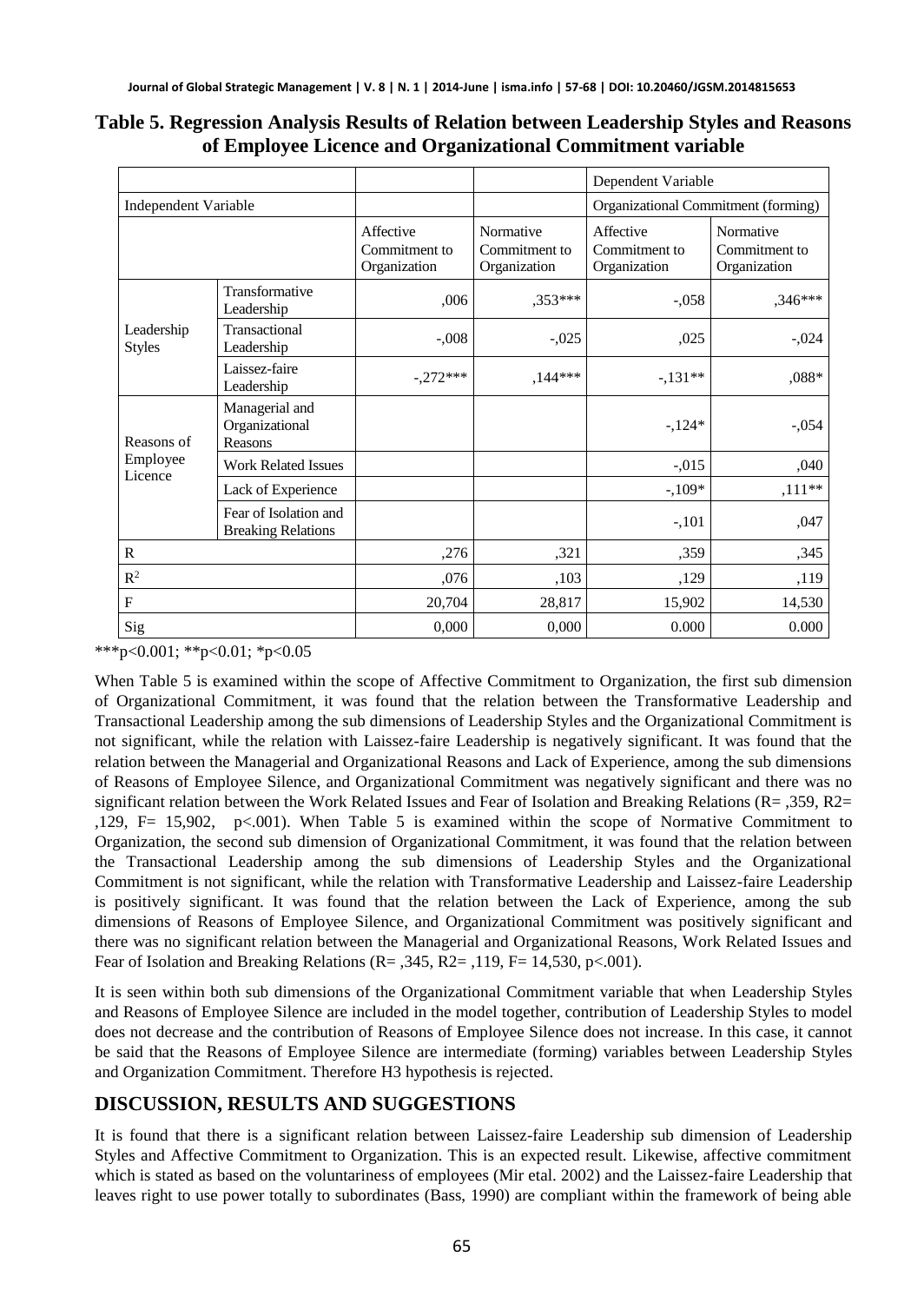**Table 5. Regression Analysis Results of Relation between Leadership Styles and Reasons of Employee Licence and Organizational Commitment variable**

| | | | | Dependent Variable | |
|---|---|---|---|---|---|
| Independent Variable | | | | Organizational Commitment (forming) | |
| | | Affective Commitment to Organization | Normative Commitment to Organization | Affective Commitment to Organization | Normative Commitment to Organization |
| Leadership Styles | Transformative Leadership | ,006 | ,353*** | -,058 | ,346*** |
| | Transactional Leadership | -,008 | -,025 | ,025 | -,024 |
| | Laissez-faire Leadership | -,272*** | ,144*** | -,131** | ,088* |
| Reasons of Employee Licence | Managerial and Organizational Reasons | | | -,124* | -,054 |
| | Work Related Issues | | | -,015 | ,040 |
| | Lack of Experience | | | -,109* | ,111** |
| | Fear of Isolation and Breaking Relations | | | -,101 | ,047 |
| R | | ,276 | ,321 | ,359 | ,345 |
| $R^2$ | | ,076 | ,103 | ,129 | ,119 |
| F | | 20,704 | 28,817 | 15,902 | 14,530 |
| Sig | | 0,000 | 0,000 | 0.000 | 0.000 |

***$p<0.001$; **$p<0.01$; *$p<0.05$

When Table 5 is examined within the scope of Affective Commitment to Organization, the first sub dimension of Organizational Commitment, it was found that the relation between the Transformative Leadership and Transactional Leadership among the sub dimensions of Leadership Styles and the Organizational Commitment is not significant, while the relation with Laissez-faire Leadership is negatively significant. It was found that the relation between the Managerial and Organizational Reasons and Lack of Experience, among the sub dimensions of Reasons of Employee Silence, and Organizational Commitment was negatively significant and there was no significant relation between the Work Related Issues and Fear of Isolation and Breaking Relations (R= ,359, R2= ,129, F= 15,902, $p<.001$). When Table 5 is examined within the scope of Normative Commitment to Organization, the second sub dimension of Organizational Commitment, it was found that the relation between the Transactional Leadership among the sub dimensions of Leadership Styles and the Organizational Commitment is not significant, while the relation with Transformative Leadership and Laissez-faire Leadership is positively significant. It was found that the relation between the Lack of Experience, among the sub dimensions of Reasons of Employee Silence, and Organizational Commitment was positively significant and there was no significant relation between the Managerial and Organizational Reasons, Work Related Issues and Fear of Isolation and Breaking Relations (R= ,345, R2= ,119, F= 14,530, $p<.001$).

It is seen within both sub dimensions of the Organizational Commitment variable that when Leadership Styles and Reasons of Employee Silence are included in the model together, contribution of Leadership Styles to model does not decrease and the contribution of Reasons of Employee Silence does not increase. In this case, it cannot be said that the Reasons of Employee Silence are intermediate (forming) variables between Leadership Styles and Organization Commitment. Therefore H3 hypothesis is rejected.

## DISCUSSION, RESULTS AND SUGGESTIONS

It is found that there is a significant relation between Laissez-faire Leadership sub dimension of Leadership Styles and Affective Commitment to Organization. This is an expected result. Likewise, affective commitment which is stated as based on the voluntariness of employees (Mir etal. 2002) and the Laissez-faire Leadership that leaves right to use power totally to subordinates (Bass, 1990) are compliant within the framework of being able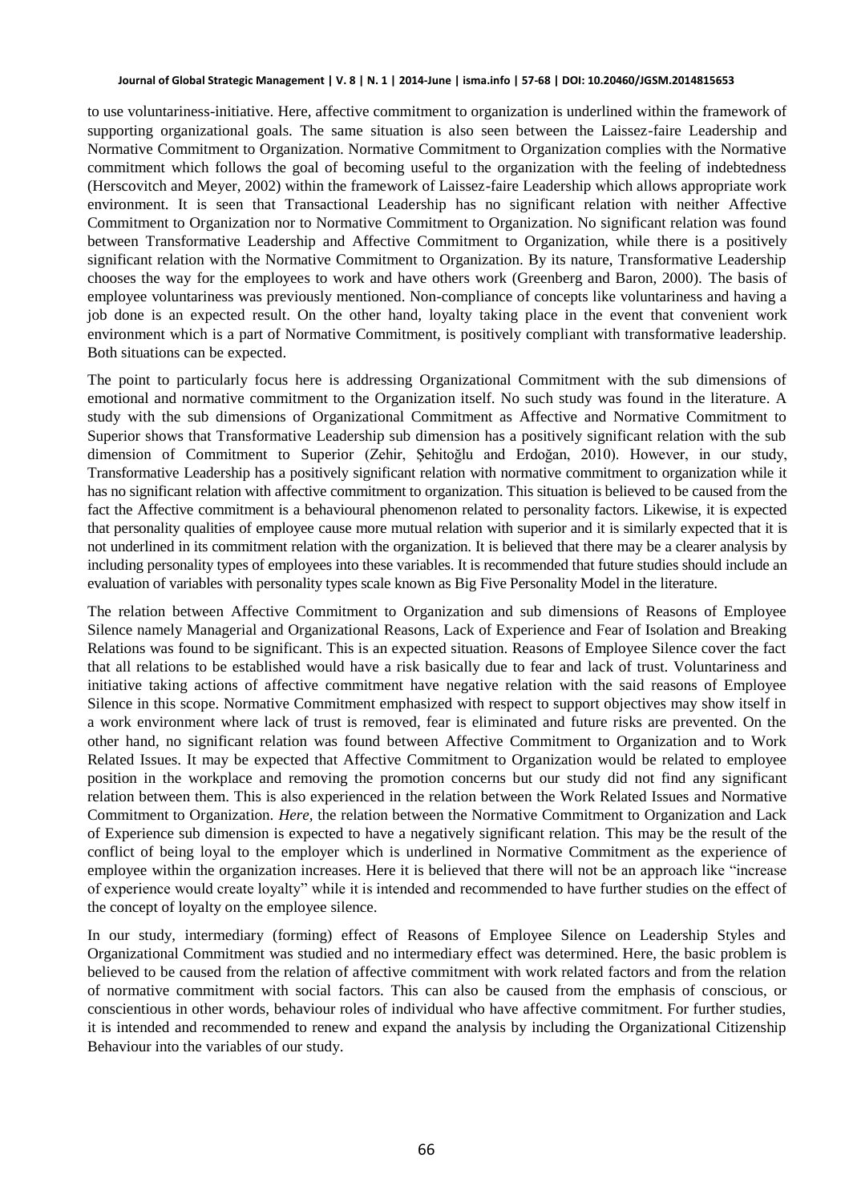to use voluntariness-initiative. Here, affective commitment to organization is underlined within the framework of supporting organizational goals. The same situation is also seen between the Laissez-faire Leadership and Normative Commitment to Organization. Normative Commitment to Organization complies with the Normative commitment which follows the goal of becoming useful to the organization with the feeling of indebtedness (Herscovitch and Meyer, 2002) within the framework of Laissez-faire Leadership which allows appropriate work environment. It is seen that Transactional Leadership has no significant relation with neither Affective Commitment to Organization nor to Normative Commitment to Organization. No significant relation was found between Transformative Leadership and Affective Commitment to Organization, while there is a positively significant relation with the Normative Commitment to Organization. By its nature, Transformative Leadership chooses the way for the employees to work and have others work (Greenberg and Baron, 2000). The basis of employee voluntariness was previously mentioned. Non-compliance of concepts like voluntariness and having a job done is an expected result. On the other hand, loyalty taking place in the event that convenient work environment which is a part of Normative Commitment, is positively compliant with transformative leadership. Both situations can be expected.

The point to particularly focus here is addressing Organizational Commitment with the sub dimensions of emotional and normative commitment to the Organization itself. No such study was found in the literature. A study with the sub dimensions of Organizational Commitment as Affective and Normative Commitment to Superior shows that Transformative Leadership sub dimension has a positively significant relation with the sub dimension of Commitment to Superior (Zehir, Şehitoğlu and Erdoğan, 2010). However, in our study, Transformative Leadership has a positively significant relation with normative commitment to organization while it has no significant relation with affective commitment to organization. This situation is believed to be caused from the fact the Affective commitment is a behavioural phenomenon related to personality factors. Likewise, it is expected that personality qualities of employee cause more mutual relation with superior and it is similarly expected that it is not underlined in its commitment relation with the organization. It is believed that there may be a clearer analysis by including personality types of employees into these variables. It is recommended that future studies should include an evaluation of variables with personality types scale known as Big Five Personality Model in the literature.

The relation between Affective Commitment to Organization and sub dimensions of Reasons of Employee Silence namely Managerial and Organizational Reasons, Lack of Experience and Fear of Isolation and Breaking Relations was found to be significant. This is an expected situation. Reasons of Employee Silence cover the fact that all relations to be established would have a risk basically due to fear and lack of trust. Voluntariness and initiative taking actions of affective commitment have negative relation with the said reasons of Employee Silence in this scope. Normative Commitment emphasized with respect to support objectives may show itself in a work environment where lack of trust is removed, fear is eliminated and future risks are prevented. On the other hand, no significant relation was found between Affective Commitment to Organization and to Work Related Issues. It may be expected that Affective Commitment to Organization would be related to employee position in the workplace and removing the promotion concerns but our study did not find any significant relation between them. This is also experienced in the relation between the Work Related Issues and Normative Commitment to Organization. *Here*, the relation between the Normative Commitment to Organization and Lack of Experience sub dimension is expected to have a negatively significant relation. This may be the result of the conflict of being loyal to the employer which is underlined in Normative Commitment as the experience of employee within the organization increases. Here it is believed that there will not be an approach like "increase of experience would create loyalty" while it is intended and recommended to have further studies on the effect of the concept of loyalty on the employee silence.

In our study, intermediary (forming) effect of Reasons of Employee Silence on Leadership Styles and Organizational Commitment was studied and no intermediary effect was determined. Here, the basic problem is believed to be caused from the relation of affective commitment with work related factors and from the relation of normative commitment with social factors. This can also be caused from the emphasis of conscious, or conscientious in other words, behaviour roles of individual who have affective commitment. For further studies, it is intended and recommended to renew and expand the analysis by including the Organizational Citizenship Behaviour into the variables of our study.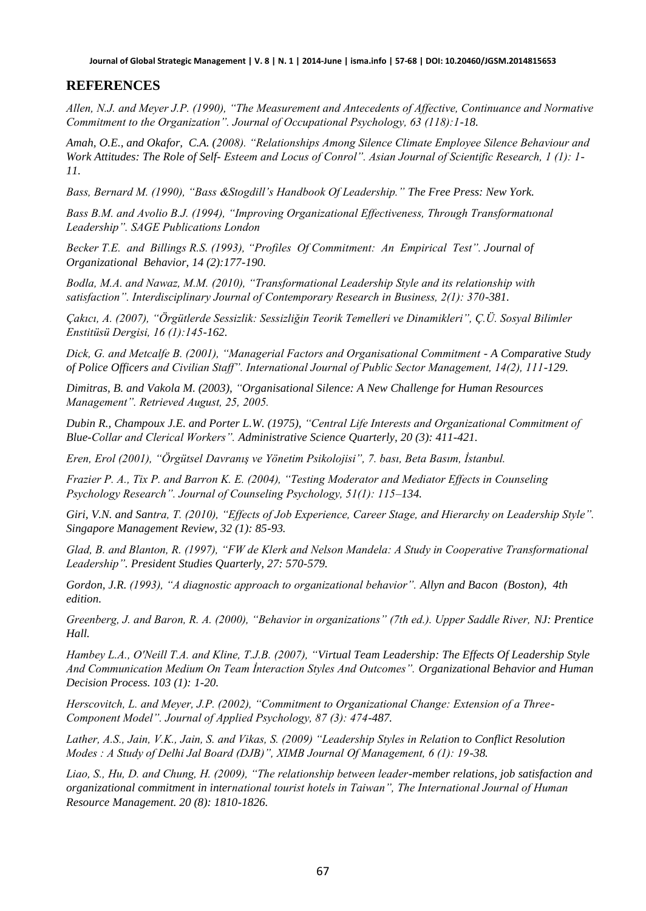## REFERENCES

*Allen, N.J. and Meyer J.P. (1990), "The Measurement and Antecedents of Affective, Continuance and Normative Commitment to the Organization". Journal of Occupational Psychology, 63 (118):1-18.*

*Amah, O.E., and Okafor, C.A. (2008). "Relationships Among Silence Climate Employee Silence Behaviour and Work Attitudes: The Role of Self- Esteem and Locus of Conrol". Asian Journal of Scientific Research, 1 (1): 1-11.*

*Bass, Bernard M. (1990), "Bass &Stogdill's Handbook Of Leadership." The Free Press: New York.*

*Bass B.M. and Avolio B.J. (1994), "Improving Organizational Effectiveness, Through Transformatıonal Leadership". SAGE Publications London*

*Becker T.E. and Billings R.S. (1993), "Profiles Of Commitment: An Empirical Test". Journal of Organizational Behavior, 14 (2):177-190.*

*Bodla, M.A. and Nawaz, M.M. (2010), "Transformational Leadership Style and its relationship with satisfaction". Interdisciplinary Journal of Contemporary Research in Business, 2(1): 370-381.*

*Çakıcı, A. (2007), "Örgütlerde Sessizlik: Sessizliğin Teorik Temelleri ve Dinamikleri", Ç.Ü. Sosyal Bilimler Enstitüsü Dergisi, 16 (1):145-162.*

*Dick, G. and Metcalfe B. (2001), "Managerial Factors and Organisational Commitment - A Comparative Study of Police Officers and Civilian Staff". International Journal of Public Sector Management, 14(2), 111-129.*

*Dimitras, B. and Vakola M. (2003), "Organisational Silence: A New Challenge for Human Resources Management". Retrieved August, 25, 2005.*

*Dubin R., Champoux J.E. and Porter L.W. (1975), "Central Life Interests and Organizational Commitment of Blue-Collar and Clerical Workers". Administrative Science Quarterly, 20 (3): 411-421.*

*Eren, Erol (2001), "Örgütsel Davranış ve Yönetim Psikolojisi", 7. bası, Beta Basım, İstanbul.*

*Frazier P. A., Tix P. and Barron K. E. (2004), "Testing Moderator and Mediator Effects in Counseling Psychology Research". Journal of Counseling Psychology, 51(1): 115–134.*

*Giri, V.N. and Santra, T. (2010), "Effects of Job Experience, Career Stage, and Hierarchy on Leadership Style". Singapore Management Review, 32 (1): 85-93.*

*Glad, B. and Blanton, R. (1997), "FW de Klerk and Nelson Mandela: A Study in Cooperative Transformational Leadership". President Studies Quarterly, 27: 570-579.*

*Gordon, J.R. (1993), "A diagnostic approach to organizational behavior". Allyn and Bacon (Boston), 4th edition.*

*Greenberg, J. and Baron, R. A. (2000), "Behavior in organizations" (7th ed.). Upper Saddle River, NJ: Prentice Hall.*

*Hambey L.A., O'Neill T.A. and Kline, T.J.B. (2007), "Virtual Team Leadership: The Effects Of Leadership Style And Communication Medium On Team İnteraction Styles And Outcomes". Organizational Behavior and Human Decision Process. 103 (1): 1-20.*

*Herscovitch, L. and Meyer, J.P. (2002), "Commitment to Organizational Change: Extension of a Three-Component Model". Journal of Applied Psychology, 87 (3): 474-487.*

*Lather, A.S., Jain, V.K., Jain, S. and Vikas, S. (2009) "Leadership Styles in Relation to Conflict Resolution Modes : A Study of Delhi Jal Board (DJB)", XIMB Journal Of Management, 6 (1): 19-38.*

*Liao, S., Hu, D. and Chung, H. (2009), "The relationship between leader-member relations, job satisfaction and organizational commitment in international tourist hotels in Taiwan", The International Journal of Human Resource Management. 20 (8): 1810-1826.*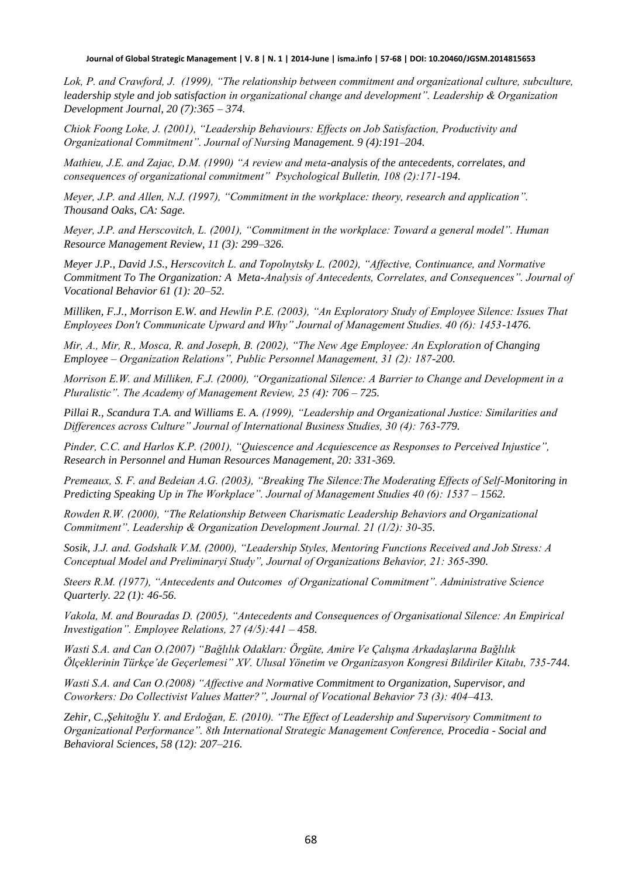*Lok, P. and Crawford, J. (1999), "The relationship between commitment and organizational culture, subculture, leadership style and job satisfaction in organizational change and development". Leadership & Organization Development Journal, 20 (7):365 – 374.*

*Chiok Foong Loke, J. (2001), "Leadership Behaviours: Effects on Job Satisfaction, Productivity and Organizational Commitment". Journal of Nursing Management. 9 (4):191–204.*

*Mathieu, J.E. and Zajac, D.M. (1990) "A review and meta-analysis of the antecedents, correlates, and consequences of organizational commitment" Psychological Bulletin, 108 (2):171-194.*

*Meyer, J.P. and Allen, N.J. (1997), "Commitment in the workplace: theory, research and application". Thousand Oaks, CA: Sage.*

*Meyer, J.P. and Herscovitch, L. (2001), "Commitment in the workplace: Toward a general model". Human Resource Management Review, 11 (3): 299–326.*

*Meyer J.P., David J.S., Herscovitch L. and Topolnytsky L. (2002), "Affective, Continuance, and Normative Commitment To The Organization: A Meta-Analysis of Antecedents, Correlates, and Consequences". Journal of Vocational Behavior 61 (1): 20–52.*

*Milliken, F.J., Morrison E.W. and Hewlin P.E. (2003), "An Exploratory Study of Employee Silence: Issues That Employees Don't Communicate Upward and Why" Journal of Management Studies. 40 (6): 1453-1476.*

*Mir, A., Mir, R., Mosca, R. and Joseph, B. (2002), "The New Age Employee: An Exploration of Changing Employee – Organization Relations", Public Personnel Management, 31 (2): 187-200.*

*Morrison E.W. and Milliken, F.J. (2000), "Organizational Silence: A Barrier to Change and Development in a Pluralistic". The Academy of Management Review, 25 (4): 706 – 725.*

*Pillai R., Scandura T.A. and Williams E. A. (1999), "Leadership and Organizational Justice: Similarities and Differences across Culture" Journal of International Business Studies, 30 (4): 763-779.*

*Pinder, C.C. and Harlos K.P. (2001), "Quiescence and Acquiescence as Responses to Perceived Injustice", Research in Personnel and Human Resources Management, 20: 331-369.*

*Premeaux, S. F. and Bedeian A.G. (2003), "Breaking The Silence:The Moderating Effects of Self-Monitoring in Predicting Speaking Up in The Workplace". Journal of Management Studies 40 (6): 1537 – 1562.*

*Rowden R.W. (2000), "The Relationship Between Charismatic Leadership Behaviors and Organizational Commitment". Leadership & Organization Development Journal. 21 (1/2): 30-35.*

*Sosik, J.J. and. Godshalk V.M. (2000), "Leadership Styles, Mentoring Functions Received and Job Stress: A Conceptual Model and Preliminaryi Study", Journal of Organizations Behavior, 21: 365-390.*

*Steers R.M. (1977), "Antecedents and Outcomes of Organizational Commitment". Administrative Science Quarterly. 22 (1): 46-56.*

*Vakola, M. and Bouradas D. (2005), "Antecedents and Consequences of Organisational Silence: An Empirical Investigation". Employee Relations, 27 (4/5):441 – 458.*

*Wasti S.A. and Can O.(2007) "Bağlılık Odakları: Örgüte, Amire Ve Çalışma Arkadaşlarına Bağlılık Ölçeklerinin Türkçe'de Geçerlemesi" XV. Ulusal Yönetim ve Organizasyon Kongresi Bildiriler Kitabı, 735-744.*

*Wasti S.A. and Can O.(2008) "Affective and Normative Commitment to Organization, Supervisor, and Coworkers: Do Collectivist Values Matter?", Journal of Vocational Behavior 73 (3): 404–413.*

*Zehir, C.,Şehitoğlu Y. and Erdoğan, E. (2010). "The Effect of Leadership and Supervisory Commitment to Organizational Performance". 8th International Strategic Management Conference, Procedia - Social and Behavioral Sciences, 58 (12): 207–216.*